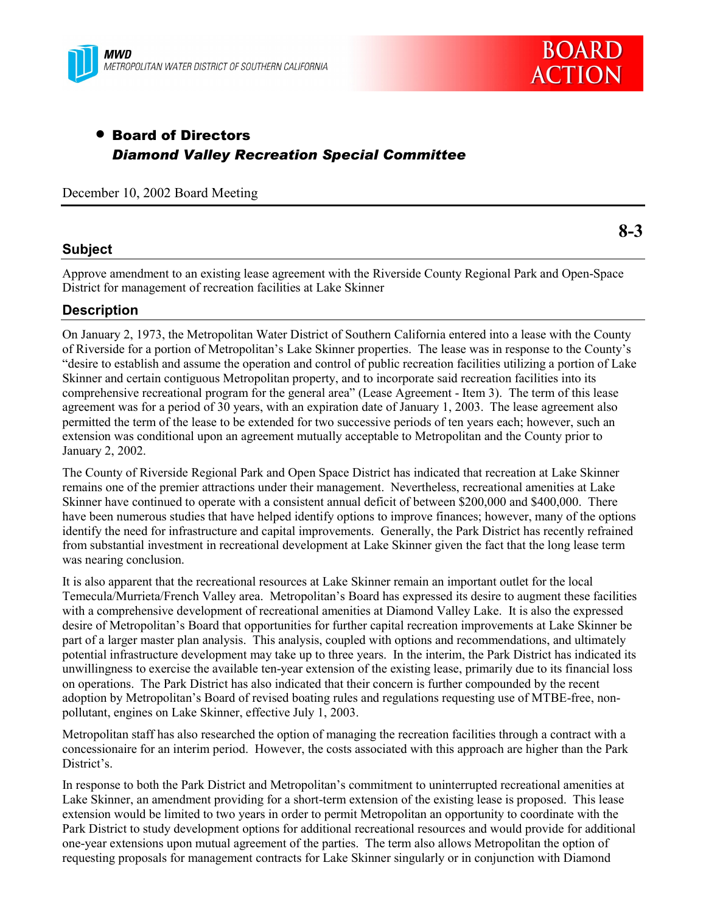MWD
METROPOLITAN WATER DISTRICT OF SOUTHERN CALIFORNIA

BOARD ACTION

- **Board of Directors**
  ***Diamond Valley Recreation Special Committee***

December 10, 2002 Board Meeting

**8-3**

## Subject

Approve amendment to an existing lease agreement with the Riverside County Regional Park and Open-Space District for management of recreation facilities at Lake Skinner

## Description

On January 2, 1973, the Metropolitan Water District of Southern California entered into a lease with the County of Riverside for a portion of Metropolitan's Lake Skinner properties. The lease was in response to the County's "desire to establish and assume the operation and control of public recreation facilities utilizing a portion of Lake Skinner and certain contiguous Metropolitan property, and to incorporate said recreation facilities into its comprehensive recreational program for the general area" (Lease Agreement - Item 3). The term of this lease agreement was for a period of 30 years, with an expiration date of January 1, 2003. The lease agreement also permitted the term of the lease to be extended for two successive periods of ten years each; however, such an extension was conditional upon an agreement mutually acceptable to Metropolitan and the County prior to January 2, 2002.

The County of Riverside Regional Park and Open Space District has indicated that recreation at Lake Skinner remains one of the premier attractions under their management. Nevertheless, recreational amenities at Lake Skinner have continued to operate with a consistent annual deficit of between $200,000 and $400,000. There have been numerous studies that have helped identify options to improve finances; however, many of the options identify the need for infrastructure and capital improvements. Generally, the Park District has recently refrained from substantial investment in recreational development at Lake Skinner given the fact that the long lease term was nearing conclusion.

It is also apparent that the recreational resources at Lake Skinner remain an important outlet for the local Temecula/Murrieta/French Valley area. Metropolitan's Board has expressed its desire to augment these facilities with a comprehensive development of recreational amenities at Diamond Valley Lake. It is also the expressed desire of Metropolitan's Board that opportunities for further capital recreation improvements at Lake Skinner be part of a larger master plan analysis. This analysis, coupled with options and recommendations, and ultimately potential infrastructure development may take up to three years. In the interim, the Park District has indicated its unwillingness to exercise the available ten-year extension of the existing lease, primarily due to its financial loss on operations. The Park District has also indicated that their concern is further compounded by the recent adoption by Metropolitan's Board of revised boating rules and regulations requesting use of MTBE-free, non-pollutant, engines on Lake Skinner, effective July 1, 2003.

Metropolitan staff has also researched the option of managing the recreation facilities through a contract with a concessionaire for an interim period. However, the costs associated with this approach are higher than the Park District's.

In response to both the Park District and Metropolitan's commitment to uninterrupted recreational amenities at Lake Skinner, an amendment providing for a short-term extension of the existing lease is proposed. This lease extension would be limited to two years in order to permit Metropolitan an opportunity to coordinate with the Park District to study development options for additional recreational resources and would provide for additional one-year extensions upon mutual agreement of the parties. The term also allows Metropolitan the option of requesting proposals for management contracts for Lake Skinner singularly or in conjunction with Diamond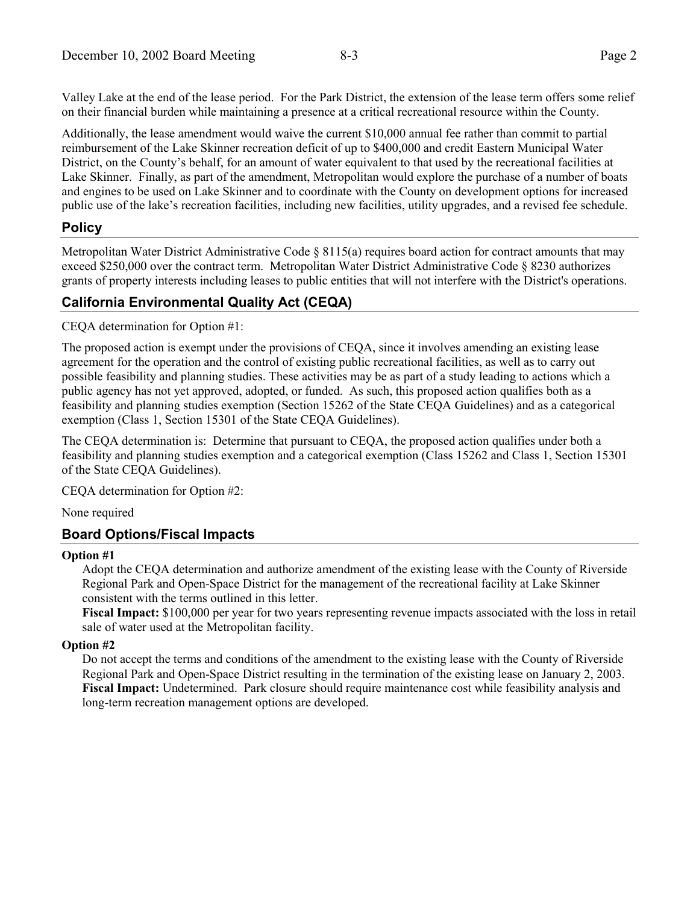Valley Lake at the end of the lease period. For the Park District, the extension of the lease term offers some relief on their financial burden while maintaining a presence at a critical recreational resource within the County.

Additionally, the lease amendment would waive the current $10,000 annual fee rather than commit to partial reimbursement of the Lake Skinner recreation deficit of up to $400,000 and credit Eastern Municipal Water District, on the County's behalf, for an amount of water equivalent to that used by the recreational facilities at Lake Skinner. Finally, as part of the amendment, Metropolitan would explore the purchase of a number of boats and engines to be used on Lake Skinner and to coordinate with the County on development options for increased public use of the lake's recreation facilities, including new facilities, utility upgrades, and a revised fee schedule.

## Policy

Metropolitan Water District Administrative Code § 8115(a) requires board action for contract amounts that may exceed $250,000 over the contract term. Metropolitan Water District Administrative Code § 8230 authorizes grants of property interests including leases to public entities that will not interfere with the District's operations.

## California Environmental Quality Act (CEQA)

CEQA determination for Option #1:

The proposed action is exempt under the provisions of CEQA, since it involves amending an existing lease agreement for the operation and the control of existing public recreational facilities, as well as to carry out possible feasibility and planning studies. These activities may be as part of a study leading to actions which a public agency has not yet approved, adopted, or funded. As such, this proposed action qualifies both as a feasibility and planning studies exemption (Section 15262 of the State CEQA Guidelines) and as a categorical exemption (Class 1, Section 15301 of the State CEQA Guidelines).

The CEQA determination is: Determine that pursuant to CEQA, the proposed action qualifies under both a feasibility and planning studies exemption and a categorical exemption (Class 15262 and Class 1, Section 15301 of the State CEQA Guidelines).

CEQA determination for Option #2:

None required

## Board Options/Fiscal Impacts

**Option #1**

Adopt the CEQA determination and authorize amendment of the existing lease with the County of Riverside Regional Park and Open-Space District for the management of the recreational facility at Lake Skinner consistent with the terms outlined in this letter.

**Fiscal Impact:** $100,000 per year for two years representing revenue impacts associated with the loss in retail sale of water used at the Metropolitan facility.

**Option #2**

Do not accept the terms and conditions of the amendment to the existing lease with the County of Riverside Regional Park and Open-Space District resulting in the termination of the existing lease on January 2, 2003.

**Fiscal Impact:** Undetermined. Park closure should require maintenance cost while feasibility analysis and long-term recreation management options are developed.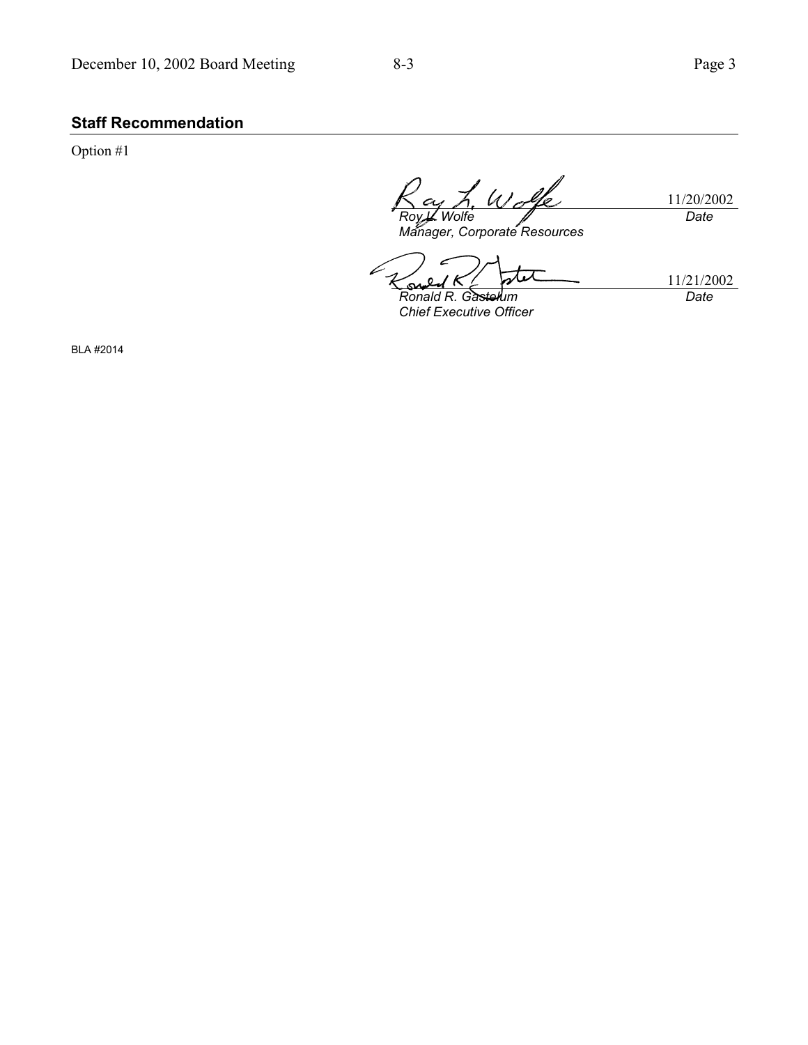## Staff Recommendation

Option #1

| | |
|---|---|
| *Roy L. Wolfe* | 11/20/2002 |
| *Manager, Corporate Resources* | *Date* |

| | |
|---|---|
| *Ronald R. Gastelum* | 11/21/2002 |
| *Chief Executive Officer* | *Date* |

BLA #2014